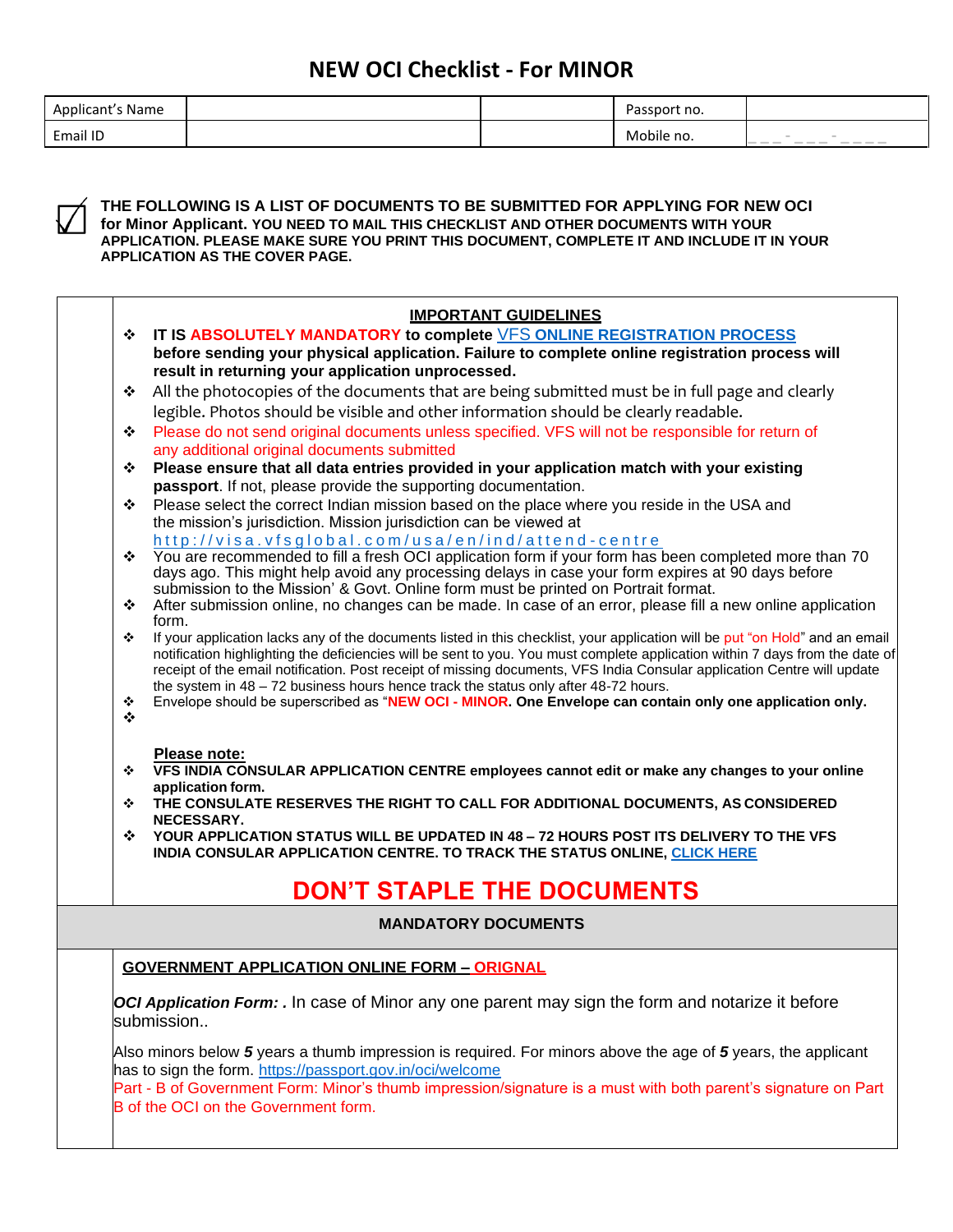# NEW OCI Checklist - For MINOR

| Applicant's Name | | | Passport no. | |
|---|---|---|---|---|
| Email ID | | | Mobile no. | ___-___-____ |

☑ **THE FOLLOWING IS A LIST OF DOCUMENTS TO BE SUBMITTED FOR APPLYING FOR NEW OCI for Minor Applicant. YOU NEED TO MAIL THIS CHECKLIST AND OTHER DOCUMENTS WITH YOUR APPLICATION. PLEASE MAKE SURE YOU PRINT THIS DOCUMENT, COMPLETE IT AND INCLUDE IT IN YOUR APPLICATION AS THE COVER PAGE.**

## IMPORTANT GUIDELINES

- **IT IS ABSOLUTELY MANDATORY to complete** VFS **ONLINE REGISTRATION PROCESS before sending your physical application. Failure to complete online registration process will result in returning your application unprocessed.**
- All the photocopies of the documents that are being submitted must be in full page and clearly legible. Photos should be visible and other information should be clearly readable.
- Please do not send original documents unless specified. VFS will not be responsible for return of any additional original documents submitted
- **Please ensure that all data entries provided in your application match with your existing passport**. If not, please provide the supporting documentation.
- Please select the correct Indian mission based on the place where you reside in the USA and the mission's jurisdiction. Mission jurisdiction can be viewed at http://visa.vfsglobal.com/usa/en/ind/attend-centre
- You are recommended to fill a fresh OCI application form if your form has been completed more than 70 days ago. This might help avoid any processing delays in case your form expires at 90 days before submission to the Mission' & Govt. Online form must be printed on Portrait format.
- After submission online, no changes can be made. In case of an error, please fill a new online application form.
- If your application lacks any of the documents listed in this checklist, your application will be put "on Hold" and an email notification highlighting the deficiencies will be sent to you. You must complete application within 7 days from the date of receipt of the email notification. Post receipt of missing documents, VFS India Consular application Centre will update the system in 48 – 72 business hours hence track the status only after 48-72 hours.
- Envelope should be superscribed as "**NEW OCI - MINOR. One Envelope can contain only one application only.**
-

**Please note:**

- **VFS INDIA CONSULAR APPLICATION CENTRE employees cannot edit or make any changes to your online application form.**
- **THE CONSULATE RESERVES THE RIGHT TO CALL FOR ADDITIONAL DOCUMENTS, AS CONSIDERED NECESSARY.**
- **YOUR APPLICATION STATUS WILL BE UPDATED IN 48 – 72 HOURS POST ITS DELIVERY TO THE VFS INDIA CONSULAR APPLICATION CENTRE. TO TRACK THE STATUS ONLINE, CLICK HERE**

## DON'T STAPLE THE DOCUMENTS

### MANDATORY DOCUMENTS

**GOVERNMENT APPLICATION ONLINE FORM – ORIGNAL**

***OCI Application Form: .*** In case of Minor any one parent may sign the form and notarize it before submission..

Also minors below ***5*** years a thumb impression is required. For minors above the age of ***5*** years, the applicant has to sign the form. https://passport.gov.in/oci/welcome

Part - B of Government Form: Minor's thumb impression/signature is a must with both parent's signature on Part B of the OCI on the Government form.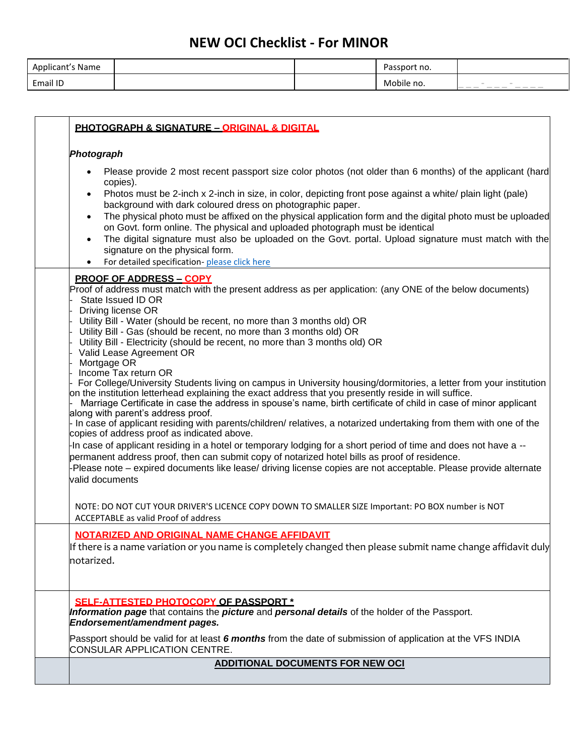# NEW OCI Checklist - For MINOR

| Applicant's Name | | | Passport no. | |
|---|---|---|---|---|
| Email ID | | | Mobile no. | ___-___-____ |

| | |
|---|---|
| | **PHOTOGRAPH & SIGNATURE – ORIGINAL & DIGITAL**<br><br>***Photograph***<br><br>• Please provide 2 most recent passport size color photos (not older than 6 months) of the applicant (hard copies).<br>• Photos must be 2-inch x 2-inch in size, in color, depicting front pose against a white/ plain light (pale) background with dark coloured dress on photographic paper.<br>• The physical photo must be affixed on the physical application form and the digital photo must be uploaded on Govt. form online. The physical and uploaded photograph must be identical<br>• The digital signature must also be uploaded on the Govt. portal. Upload signature must match with the signature on the physical form.<br>• For detailed specification- please click here |
| | **PROOF OF ADDRESS – COPY**<br>Proof of address must match with the present address as per application: (any ONE of the below documents)<br>- State Issued ID OR<br>- Driving license OR<br>- Utility Bill - Water (should be recent, no more than 3 months old) OR<br>- Utility Bill - Gas (should be recent, no more than 3 months old) OR<br>- Utility Bill - Electricity (should be recent, no more than 3 months old) OR<br>- Valid Lease Agreement OR<br>- Mortgage OR<br>- Income Tax return OR<br>- For College/University Students living on campus in University housing/dormitories, a letter from your institution on the institution letterhead explaining the exact address that you presently reside in will suffice.<br>- Marriage Certificate in case the address in spouse's name, birth certificate of child in case of minor applicant along with parent's address proof.<br>- In case of applicant residing with parents/children/ relatives, a notarized undertaking from them with one of the copies of address proof as indicated above.<br>-In case of applicant residing in a hotel or temporary lodging for a short period of time and does not have a -- permanent address proof, then can submit copy of notarized hotel bills as proof of residence.<br>-Please note – expired documents like lease/ driving license copies are not acceptable. Please provide alternate valid documents<br><br>NOTE: DO NOT CUT YOUR DRIVER'S LICENCE COPY DOWN TO SMALLER SIZE Important: PO BOX number is NOT ACCEPTABLE as valid Proof of address |
| | **NOTARIZED AND ORIGINAL NAME CHANGE AFFIDAVIT**<br>If there is a name variation or you name is completely changed then please submit name change affidavit duly notarized. |
| | **SELF-ATTESTED PHOTOCOPY OF PASSPORT \***<br>***Information page*** that contains the ***picture*** and ***personal details*** of the holder of the Passport.<br>***Endorsement/amendment pages.***<br><br>Passport should be valid for at least ***6 months*** from the date of submission of application at the VFS INDIA CONSULAR APPLICATION CENTRE. |
| | **ADDITIONAL DOCUMENTS FOR NEW OCI** |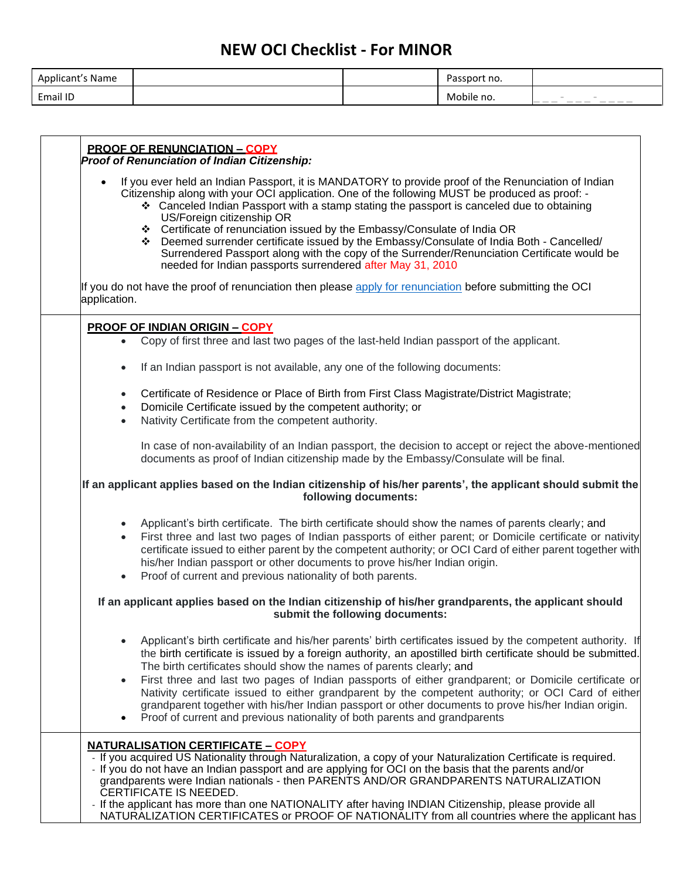# NEW OCI Checklist - For MINOR

| Applicant's Name | | | Passport no. | |
|---|---|---|---|---|
| Email ID | | | Mobile no. | ___-___-____ |

| | |
|---|---|
| | **PROOF OF RENUNCIATION – COPY**<br>***Proof of Renunciation of Indian Citizenship:***<br>• If you ever held an Indian Passport, it is MANDATORY to provide proof of the Renunciation of Indian Citizenship along with your OCI application. One of the following MUST be produced as proof: -<br>❖ Canceled Indian Passport with a stamp stating the passport is canceled due to obtaining US/Foreign citizenship OR<br>❖ Certificate of renunciation issued by the Embassy/Consulate of India OR<br>❖ Deemed surrender certificate issued by the Embassy/Consulate of India Both - Cancelled/ Surrendered Passport along with the copy of the Surrender/Renunciation Certificate would be needed for Indian passports surrendered after May 31, 2010<br><br>If you do not have the proof of renunciation then please apply for renunciation before submitting the OCI application. |
| | **PROOF OF INDIAN ORIGIN – COPY**<br>• Copy of first three and last two pages of the last-held Indian passport of the applicant.<br>• If an Indian passport is not available, any one of the following documents:<br>• Certificate of Residence or Place of Birth from First Class Magistrate/District Magistrate;<br>• Domicile Certificate issued by the competent authority; or<br>• Nativity Certificate from the competent authority.<br><br>In case of non-availability of an Indian passport, the decision to accept or reject the above-mentioned documents as proof of Indian citizenship made by the Embassy/Consulate will be final.<br><br>**If an applicant applies based on the Indian citizenship of his/her parents', the applicant should submit the following documents:**<br>• Applicant's birth certificate. The birth certificate should show the names of parents clearly; and<br>• First three and last two pages of Indian passports of either parent; or Domicile certificate or nativity certificate issued to either parent by the competent authority; or OCI Card of either parent together with his/her Indian passport or other documents to prove his/her Indian origin.<br>• Proof of current and previous nationality of both parents.<br><br>**If an applicant applies based on the Indian citizenship of his/her grandparents, the applicant should submit the following documents:**<br>• Applicant's birth certificate and his/her parents' birth certificates issued by the competent authority. If the birth certificate is issued by a foreign authority, an apostilled birth certificate should be submitted. The birth certificates should show the names of parents clearly; and<br>• First three and last two pages of Indian passports of either grandparent; or Domicile certificate or Nativity certificate issued to either grandparent by the competent authority; or OCI Card of either grandparent together with his/her Indian passport or other documents to prove his/her Indian origin.<br>• Proof of current and previous nationality of both parents and grandparents |
| | **NATURALISATION CERTIFICATE – COPY**<br>- If you acquired US Nationality through Naturalization, a copy of your Naturalization Certificate is required.<br>- If you do not have an Indian passport and are applying for OCI on the basis that the parents and/or grandparents were Indian nationals - then PARENTS AND/OR GRANDPARENTS NATURALIZATION CERTIFICATE IS NEEDED.<br>- If the applicant has more than one NATIONALITY after having INDIAN Citizenship, please provide all NATURALIZATION CERTIFICATES or PROOF OF NATIONALITY from all countries where the applicant has |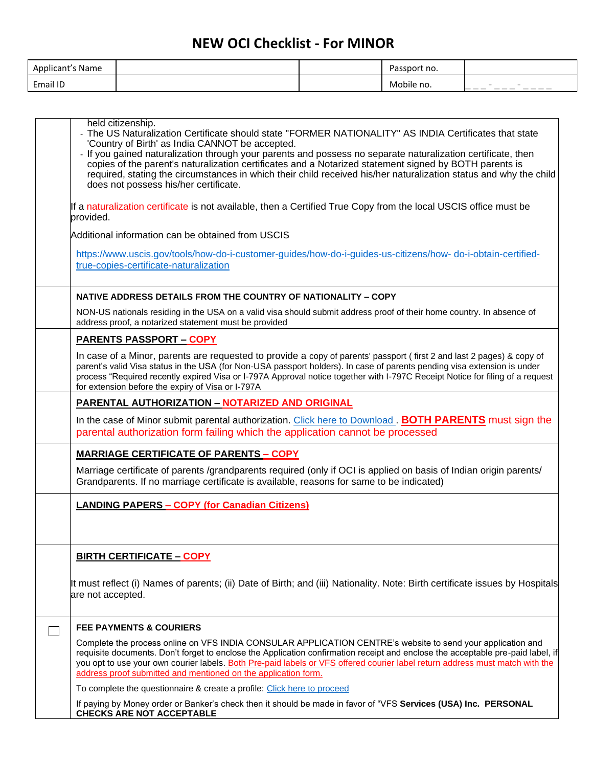# NEW OCI Checklist - For MINOR

| Applicant's Name | | | Passport no. | |
|---|---|---|---|---|
| Email ID | | | Mobile no. | ___-___-____ |

| | |
|---|---|
| | held citizenship.<br>- The US Naturalization Certificate should state "FORMER NATIONALITY" AS INDIA Certificates that state 'Country of Birth' as India CANNOT be accepted.<br>- If you gained naturalization through your parents and possess no separate naturalization certificate, then copies of the parent's naturalization certificates and a Notarized statement signed by BOTH parents is required, stating the circumstances in which their child received his/her naturalization status and why the child does not possess his/her certificate.<br><br>If a naturalization certificate is not available, then a Certified True Copy from the local USCIS office must be provided.<br><br>Additional information can be obtained from USCIS<br><br>https://www.uscis.gov/tools/how-do-i-customer-guides/how-do-i-guides-us-citizens/how- do-i-obtain-certified-true-copies-certificate-naturalization |
| | **NATIVE ADDRESS DETAILS FROM THE COUNTRY OF NATIONALITY – COPY**<br><br>NON-US nationals residing in the USA on a valid visa should submit address proof of their home country. In absence of address proof, a notarized statement must be provided |
| | **PARENTS PASSPORT – COPY**<br><br>In case of a Minor, parents are requested to provide a copy of parents' passport ( first 2 and last 2 pages) & copy of parent's valid Visa status in the USA (for Non-USA passport holders). In case of parents pending visa extension is under process "Required recently expired Visa or I-797A Approval notice together with I-797C Receipt Notice for filing of a request for extension before the expiry of Visa or I-797A |
| | **PARENTAL AUTHORIZATION – NOTARIZED AND ORIGINAL**<br><br>In the case of Minor submit parental authorization. Click here to Download . **BOTH PARENTS** must sign the parental authorization form failing which the application cannot be processed |
| | **MARRIAGE CERTIFICATE OF PARENTS – COPY**<br><br>Marriage certificate of parents /grandparents required (only if OCI is applied on basis of Indian origin parents/ Grandparents. If no marriage certificate is available, reasons for same to be indicated) |
| | **LANDING PAPERS – COPY (for Canadian Citizens)** |
| | **BIRTH CERTIFICATE – COPY**<br><br>It must reflect (i) Names of parents; (ii) Date of Birth; and (iii) Nationality. Note: Birth certificate issues by Hospitals are not accepted. |
| ☐ | **FEE PAYMENTS & COURIERS**<br><br>Complete the process online on VFS INDIA CONSULAR APPLICATION CENTRE's website to send your application and requisite documents. Don't forget to enclose the Application confirmation receipt and enclose the acceptable pre-paid label, if you opt to use your own courier labels. Both Pre-paid labels or VFS offered courier label return address must match with the address proof submitted and mentioned on the application form.<br><br>To complete the questionnaire & create a profile: Click here to proceed<br><br>If paying by Money order or Banker's check then it should be made in favor of "VFS **Services (USA) Inc. PERSONAL CHECKS ARE NOT ACCEPTABLE** |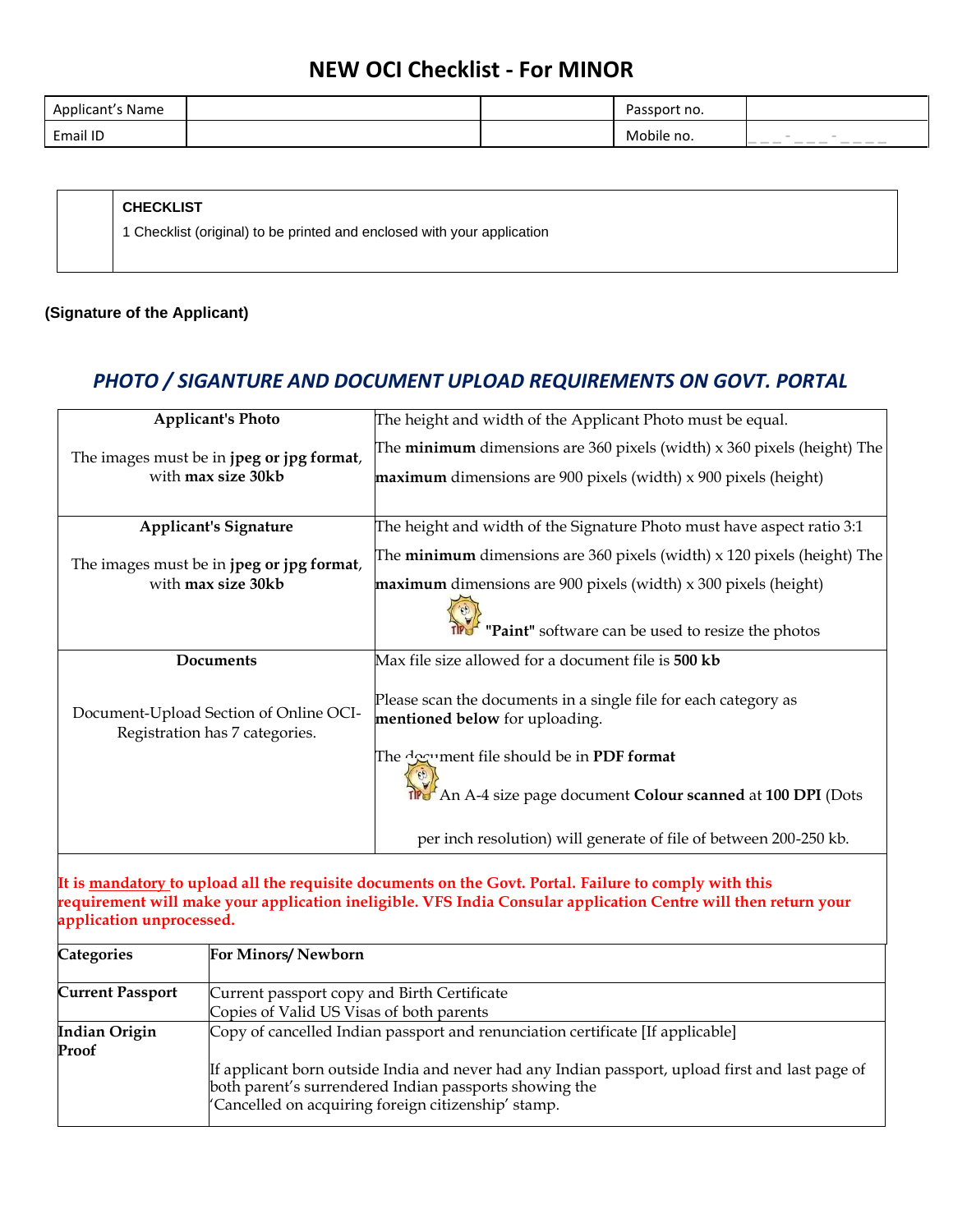# NEW OCI Checklist - For MINOR

| Applicant's Name | | | Passport no. | |
|---|---|---|---|---|
| Email ID | | | Mobile no. | ___-___-____ |

| | CHECKLIST |
|---|---|
| | 1 Checklist (original) to be printed and enclosed with your application |

**(Signature of the Applicant)**

## *PHOTO / SIGANTURE AND DOCUMENT UPLOAD REQUIREMENTS ON GOVT. PORTAL*

| | |
|---|---|
| **Applicant's Photo**<br><br>The images must be in **jpeg or jpg format**, with **max size 30kb** | The height and width of the Applicant Photo must be equal.<br>The **minimum** dimensions are 360 pixels (width) x 360 pixels (height) The **maximum** dimensions are 900 pixels (width) x 900 pixels (height) |
| **Applicant's Signature**<br><br>The images must be in **jpeg or jpg format**, with **max size 30kb** | The height and width of the Signature Photo must have aspect ratio 3:1<br>The **minimum** dimensions are 360 pixels (width) x 120 pixels (height) The **maximum** dimensions are 900 pixels (width) x 300 pixels (height)<br>TIP **"Paint"** software can be used to resize the photos |
| **Documents**<br><br>Document-Upload Section of Online OCI-Registration has 7 categories. | Max file size allowed for a document file is **500 kb**<br><br>Please scan the documents in a single file for each category as **mentioned below** for uploading.<br><br>The document file should be in **PDF format**<br>TIP An A-4 size page document **Colour scanned** at **100 DPI** (Dots per inch resolution) will generate of file of between 200-250 kb. |

**It is <u>mandatory</u> to upload all the requisite documents on the Govt. Portal. Failure to comply with this requirement will make your application ineligible. VFS India Consular application Centre will then return your application unprocessed.**

| **Categories** | **For Minors/ Newborn** |
|---|---|
| **Current Passport** | Current passport copy and Birth Certificate<br>Copies of Valid US Visas of both parents |
| **Indian Origin Proof** | Copy of cancelled Indian passport and renunciation certificate [If applicable]<br><br>If applicant born outside India and never had any Indian passport, upload first and last page of both parent's surrendered Indian passports showing the 'Cancelled on acquiring foreign citizenship' stamp. |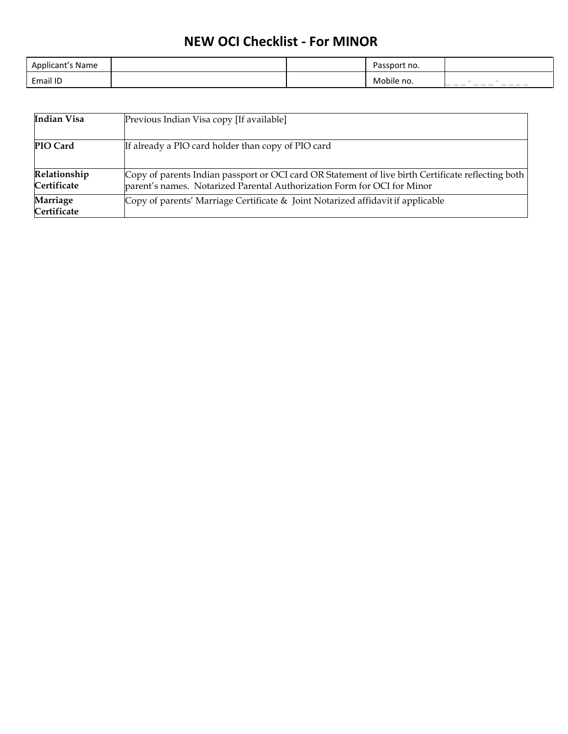# NEW OCI Checklist - For MINOR

| | | | | |
|---|---|---|---|---|
| Applicant's Name | | | Passport no. | |
| Email ID | | | Mobile no. | ___-___-____ |

| | |
|---|---|
| **Indian Visa** | Previous Indian Visa copy [If available] |
| **PIO Card** | If already a PIO card holder than copy of PIO card |
| **Relationship Certificate** | Copy of parents Indian passport or OCI card OR Statement of live birth Certificate reflecting both parent's names. Notarized Parental Authorization Form for OCI for Minor |
| **Marriage Certificate** | Copy of parents' Marriage Certificate & Joint Notarized affidavit if applicable |